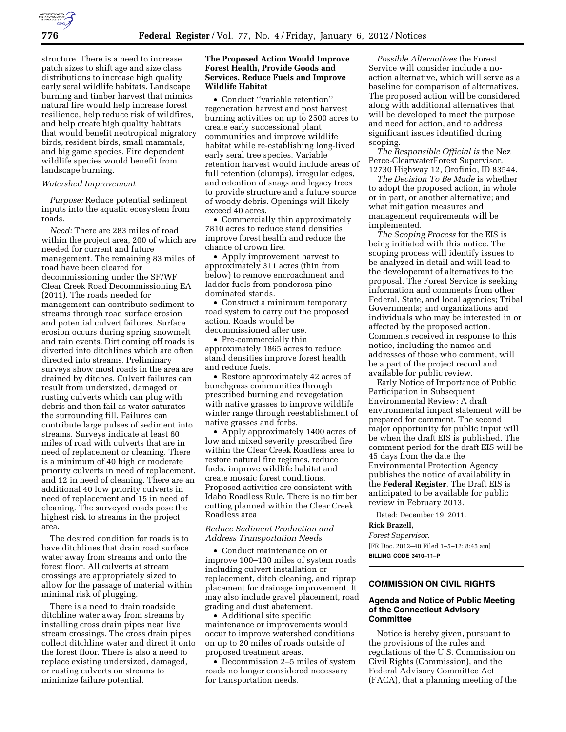structure. There is a need to increase patch sizes to shift age and size class distributions to increase high quality early seral wildlife habitats. Landscape burning and timber harvest that mimics natural fire would help increase forest resilience, help reduce risk of wildfires, and help create high quality habitats that would benefit neotropical migratory birds, resident birds, small mammals, and big game species. Fire dependent wildlife species would benefit from landscape burning.

*Watershed Improvement*

*Purpose:* Reduce potential sediment inputs into the aquatic ecosystem from roads.

*Need:* There are 283 miles of road within the project area, 200 of which are needed for current and future management. The remaining 83 miles of road have been cleared for decommissioning under the SF/WF Clear Creek Road Decommissioning EA (2011). The roads needed for management can contribute sediment to streams through road surface erosion and potential culvert failures. Surface erosion occurs during spring snowmelt and rain events. Dirt coming off roads is diverted into ditchlines which are often directed into streams. Preliminary surveys show most roads in the area are drained by ditches. Culvert failures can result from undersized, damaged or rusting culverts which can plug with debris and then fail as water saturates the surrounding fill. Failures can contribute large pulses of sediment into streams. Surveys indicate at least 60 miles of road with culverts that are in need of replacement or cleaning. There is a minimum of 40 high or moderate priority culverts in need of replacement, and 12 in need of cleaning. There are an additional 40 low priority culverts in need of replacement and 15 in need of cleaning. The surveyed roads pose the highest risk to streams in the project area.

The desired condition for roads is to have ditchlines that drain road surface water away from streams and onto the forest floor. All culverts at stream crossings are appropriately sized to allow for the passage of material within minimal risk of plugging.

There is a need to drain roadside ditchline water away from streams by installing cross drain pipes near live stream crossings. The cross drain pipes collect ditchline water and direct it onto the forest floor. There is also a need to replace existing undersized, damaged, or rusting culverts on streams to minimize failure potential.

**The Proposed Action Would Improve Forest Health, Provide Goods and Services, Reduce Fuels and Improve Wildlife Habitat**

- Conduct ''variable retention'' regeneration harvest and post harvest burning activities on up to 2500 acres to create early successional plant communities and improve wildlife habitat while re-establishing long-lived early seral tree species. Variable retention harvest would include areas of full retention (clumps), irregular edges, and retention of snags and legacy trees to provide structure and a future source of woody debris. Openings will likely exceed 40 acres.
- Commercially thin approximately 7810 acres to reduce stand densities improve forest health and reduce the chance of crown fire.
- Apply improvement harvest to approximately 311 acres (thin from below) to remove encroachment and ladder fuels from ponderosa pine dominated stands.
- Construct a minimum temporary road system to carry out the proposed action. Roads would be decommissioned after use.
- Pre-commercially thin approximately 1865 acres to reduce stand densities improve forest health and reduce fuels.
- Restore approximately 42 acres of bunchgrass communities through prescribed burning and revegetation with native grasses to improve wildlife winter range through reestablishment of native grasses and forbs.
- Apply approximately 1400 acres of low and mixed severity prescribed fire within the Clear Creek Roadless area to restore natural fire regimes, reduce fuels, improve wildlife habitat and create mosaic forest conditions. Proposed activities are consistent with Idaho Roadless Rule. There is no timber cutting planned within the Clear Creek Roadless area

*Reduce Sediment Production and Address Transportation Needs*

- Conduct maintenance on or improve 100–130 miles of system roads including culvert installation or replacement, ditch cleaning, and riprap placement for drainage improvement. It may also include gravel placement, road grading and dust abatement.
- Additional site specific maintenance or improvements would occur to improve watershed conditions on up to 20 miles of roads outside of proposed treatment areas.
- Decommission 2–5 miles of system roads no longer considered necessary for transportation needs.

*Possible Alternatives* the Forest Service will consider include a no-action alternative, which will serve as a baseline for comparison of alternatives. The proposed action will be considered along with additional alternatives that will be developed to meet the purpose and need for action, and to address significant issues identified during scoping.

*The Responsible Official is* the Nez Perce-ClearwaterForest Supervisor. 12730 Highway 12, Orofinio, ID 83544.

*The Decision To Be Made* is whether to adopt the proposed action, in whole or in part, or another alternative; and what mitigation measures and management requirements will be implemented.

*The Scoping Process* for the EIS is being initiated with this notice. The scoping process will identify issues to be analyzed in detail and will lead to the developemnt of alternatives to the proposal. The Forest Service is seeking information and comments from other Federal, State, and local agencies; Tribal Governments; and organizations and individuals who may be interested in or affected by the proposed action. Comments received in response to this notice, including the names and addresses of those who comment, will be a part of the project record and available for public review.

Early Notice of Importance of Public Participation in Subsequent Environmental Review: A draft environmental impact statement will be prepared for comment. The second major opportunity for public input will be when the draft EIS is published. The comment period for the draft EIS will be 45 days from the date the Environmental Protection Agency publishes the notice of availability in the **Federal Register**. The Draft EIS is anticipated to be available for public review in February 2013.

Dated: December 19, 2011.

**Rick Brazell,**

*Forest Supervisor.*

[FR Doc. 2012–40 Filed 1–5–12; 8:45 am]

**BILLING CODE 3410–11–P**

## COMMISSION ON CIVIL RIGHTS

### Agenda and Notice of Public Meeting of the Connecticut Advisory Committee

Notice is hereby given, pursuant to the provisions of the rules and regulations of the U.S. Commission on Civil Rights (Commission), and the Federal Advisory Committee Act (FACA), that a planning meeting of the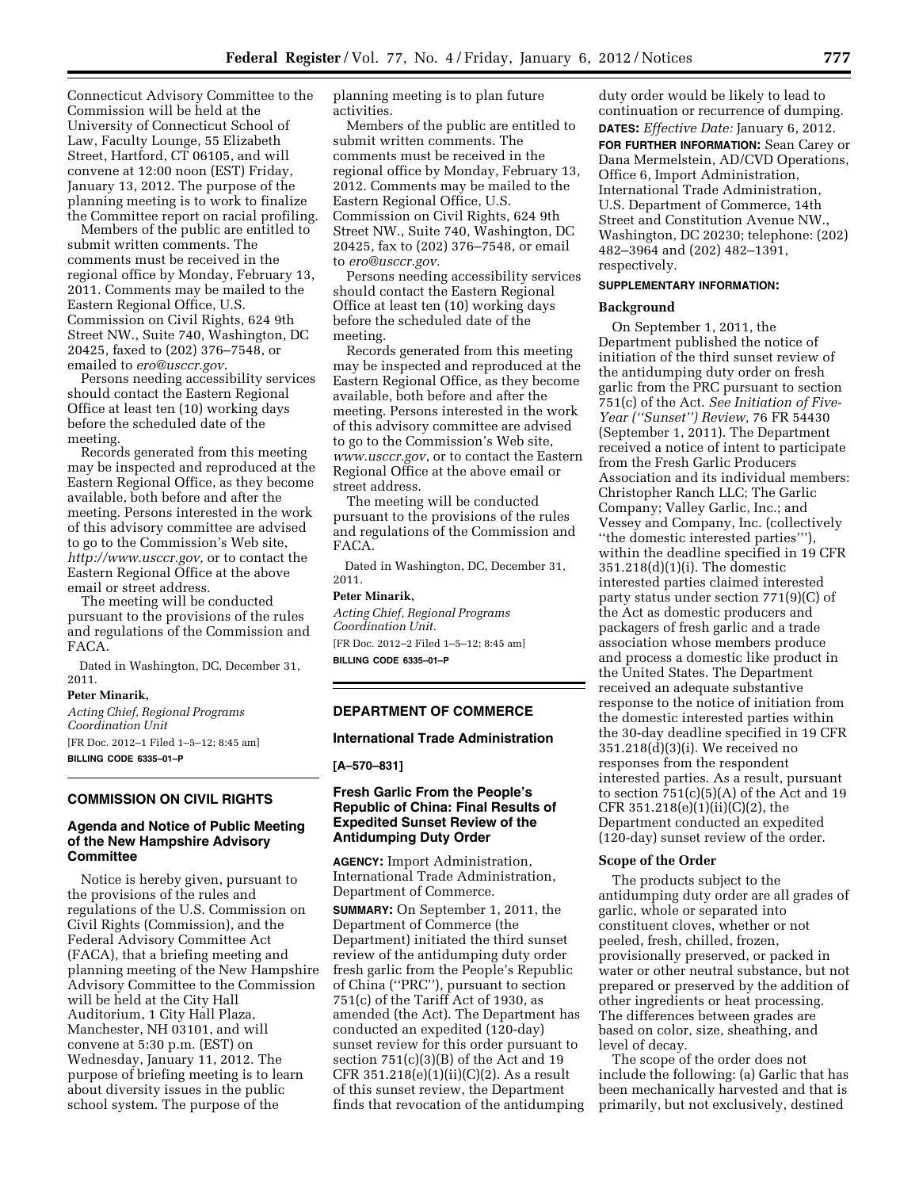Connecticut Advisory Committee to the Commission will be held at the University of Connecticut School of Law, Faculty Lounge, 55 Elizabeth Street, Hartford, CT 06105, and will convene at 12:00 noon (EST) Friday, January 13, 2012. The purpose of the planning meeting is to work to finalize the Committee report on racial profiling.

Members of the public are entitled to submit written comments. The comments must be received in the regional office by Monday, February 13, 2011. Comments may be mailed to the Eastern Regional Office, U.S. Commission on Civil Rights, 624 9th Street NW., Suite 740, Washington, DC 20425, faxed to (202) 376–7548, or emailed to *ero@usccr.gov*.

Persons needing accessibility services should contact the Eastern Regional Office at least ten (10) working days before the scheduled date of the meeting.

Records generated from this meeting may be inspected and reproduced at the Eastern Regional Office, as they become available, both before and after the meeting. Persons interested in the work of this advisory committee are advised to go to the Commission's Web site, *http://www.usccr.gov,* or to contact the Eastern Regional Office at the above email or street address.

The meeting will be conducted pursuant to the provisions of the rules and regulations of the Commission and FACA.

Dated in Washington, DC, December 31, 2011.

**Peter Minarik,**

*Acting Chief, Regional Programs Coordination Unit*

[FR Doc. 2012–1 Filed 1–5–12; 8:45 am]

**BILLING CODE 6335–01–P**

## COMMISSION ON CIVIL RIGHTS

### Agenda and Notice of Public Meeting of the New Hampshire Advisory Committee

Notice is hereby given, pursuant to the provisions of the rules and regulations of the U.S. Commission on Civil Rights (Commission), and the Federal Advisory Committee Act (FACA), that a briefing meeting and planning meeting of the New Hampshire Advisory Committee to the Commission will be held at the City Hall Auditorium, 1 City Hall Plaza, Manchester, NH 03101, and will convene at 5:30 p.m. (EST) on Wednesday, January 11, 2012. The purpose of briefing meeting is to learn about diversity issues in the public school system. The purpose of the planning meeting is to plan future activities.

Members of the public are entitled to submit written comments. The comments must be received in the regional office by Monday, February 13, 2012. Comments may be mailed to the Eastern Regional Office, U.S. Commission on Civil Rights, 624 9th Street NW., Suite 740, Washington, DC 20425, fax to (202) 376–7548, or email to *ero@usccr.gov.*

Persons needing accessibility services should contact the Eastern Regional Office at least ten (10) working days before the scheduled date of the meeting.

Records generated from this meeting may be inspected and reproduced at the Eastern Regional Office, as they become available, both before and after the meeting. Persons interested in the work of this advisory committee are advised to go to the Commission's Web site, *www.usccr.gov*, or to contact the Eastern Regional Office at the above email or street address.

The meeting will be conducted pursuant to the provisions of the rules and regulations of the Commission and FACA.

Dated in Washington, DC, December 31, 2011.

**Peter Minarik,**

*Acting Chief, Regional Programs Coordination Unit.*

[FR Doc. 2012–2 Filed 1–5–12; 8:45 am]

**BILLING CODE 6335–01–P**

## DEPARTMENT OF COMMERCE

### International Trade Administration

**[A–570–831]**

### Fresh Garlic From the People's Republic of China: Final Results of Expedited Sunset Review of the Antidumping Duty Order

**AGENCY:** Import Administration, International Trade Administration, Department of Commerce.

**SUMMARY:** On September 1, 2011, the Department of Commerce (the Department) initiated the third sunset review of the antidumping duty order fresh garlic from the People's Republic of China (''PRC''), pursuant to section 751(c) of the Tariff Act of 1930, as amended (the Act). The Department has conducted an expedited (120-day) sunset review for this order pursuant to section 751(c)(3)(B) of the Act and 19 CFR 351.218(e)(1)(ii)(C)(2). As a result of this sunset review, the Department finds that revocation of the antidumping duty order would be likely to lead to continuation or recurrence of dumping.

**DATES:** *Effective Date:* January 6, 2012.

**FOR FURTHER INFORMATION:** Sean Carey or Dana Mermelstein, AD/CVD Operations, Office 6, Import Administration, International Trade Administration, U.S. Department of Commerce, 14th Street and Constitution Avenue NW., Washington, DC 20230; telephone: (202) 482–3964 and (202) 482–1391, respectively.

**SUPPLEMENTARY INFORMATION:**

#### Background

On September 1, 2011, the Department published the notice of initiation of the third sunset review of the antidumping duty order on fresh garlic from the PRC pursuant to section 751(c) of the Act. *See Initiation of Five-Year (''Sunset'') Review,* 76 FR 54430 (September 1, 2011). The Department received a notice of intent to participate from the Fresh Garlic Producers Association and its individual members: Christopher Ranch LLC; The Garlic Company; Valley Garlic, Inc.; and Vessey and Company, Inc. (collectively ''the domestic interested parties'''), within the deadline specified in 19 CFR 351.218(d)(1)(i). The domestic interested parties claimed interested party status under section 771(9)(C) of the Act as domestic producers and packagers of fresh garlic and a trade association whose members produce and process a domestic like product in the United States. The Department received an adequate substantive response to the notice of initiation from the domestic interested parties within the 30-day deadline specified in 19 CFR 351.218(d)(3)(i). We received no responses from the respondent interested parties. As a result, pursuant to section 751(c)(5)(A) of the Act and 19 CFR 351.218(e)(1)(ii)(C)(2), the Department conducted an expedited (120-day) sunset review of the order.

#### Scope of the Order

The products subject to the antidumping duty order are all grades of garlic, whole or separated into constituent cloves, whether or not peeled, fresh, chilled, frozen, provisionally preserved, or packed in water or other neutral substance, but not prepared or preserved by the addition of other ingredients or heat processing. The differences between grades are based on color, size, sheathing, and level of decay.

The scope of the order does not include the following: (a) Garlic that has been mechanically harvested and that is primarily, but not exclusively, destined